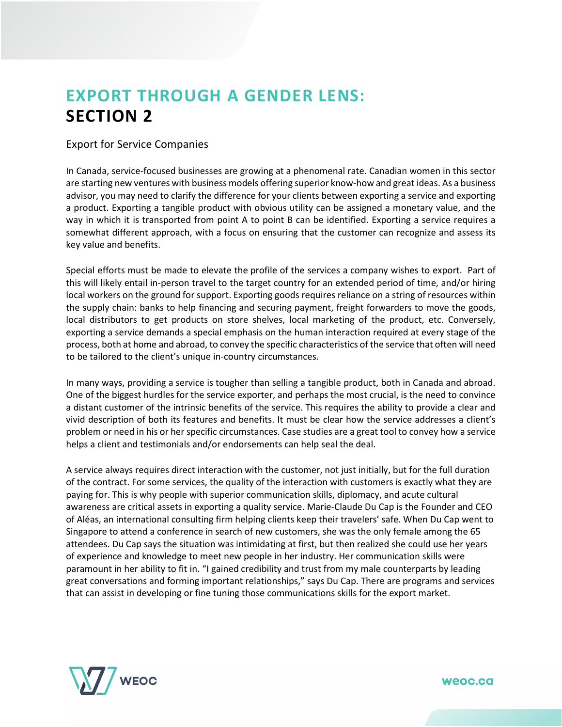# EXPORT THROUGH A GENDER LENS: SECTION 2

## Export for Service Companies

In Canada, service-focused businesses are growing at a phenomenal rate. Canadian women in this sector are starting new ventures with business models offering superior know-how and great ideas. As a business advisor, you may need to clarify the difference for your clients between exporting a service and exporting a product. Exporting a tangible product with obvious utility can be assigned a monetary value, and the way in which it is transported from point A to point B can be identified. Exporting a service requires a somewhat different approach, with a focus on ensuring that the customer can recognize and assess its key value and benefits.

Special efforts must be made to elevate the profile of the services a company wishes to export. Part of this will likely entail in-person travel to the target country for an extended period of time, and/or hiring local workers on the ground for support. Exporting goods requires reliance on a string of resources within the supply chain: banks to help financing and securing payment, freight forwarders to move the goods, local distributors to get products on store shelves, local marketing of the product, etc. Conversely, exporting a service demands a special emphasis on the human interaction required at every stage of the process, both at home and abroad, to convey the specific characteristics of the service that often will need to be tailored to the client's unique in-country circumstances.

In many ways, providing a service is tougher than selling a tangible product, both in Canada and abroad. One of the biggest hurdles for the service exporter, and perhaps the most crucial, is the need to convince a distant customer of the intrinsic benefits of the service. This requires the ability to provide a clear and vivid description of both its features and benefits. It must be clear how the service addresses a client's problem or need in his or her specific circumstances. Case studies are a great tool to convey how a service helps a client and testimonials and/or endorsements can help seal the deal.

A service always requires direct interaction with the customer, not just initially, but for the full duration of the contract. For some services, the quality of the interaction with customers is exactly what they are paying for. This is why people with superior communication skills, diplomacy, and acute cultural awareness are critical assets in exporting a quality service. Marie-Claude Du Cap is the Founder and CEO of Aléas, an international consulting firm helping clients keep their travelers' safe. When Du Cap went to Singapore to attend a conference in search of new customers, she was the only female among the 65 attendees. Du Cap says the situation was intimidating at first, but then realized she could use her years of experience and knowledge to meet new people in her industry. Her communication skills were paramount in her ability to fit in. "I gained credibility and trust from my male counterparts by leading great conversations and forming important relationships," says Du Cap. There are programs and services that can assist in developing or fine tuning those communications skills for the export market.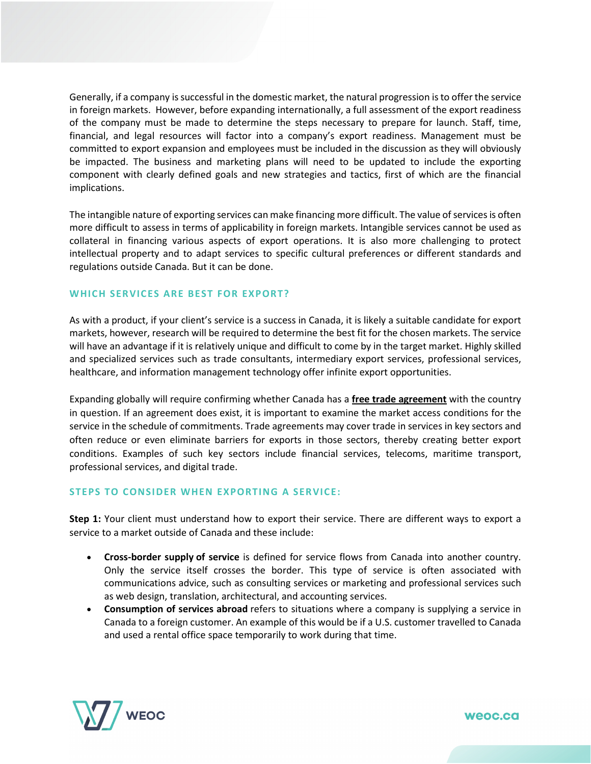Generally, if a company is successful in the domestic market, the natural progression is to offer the service in foreign markets. However, before expanding internationally, a full assessment of the export readiness of the company must be made to determine the steps necessary to prepare for launch. Staff, time, financial, and legal resources will factor into a company's export readiness. Management must be committed to export expansion and employees must be included in the discussion as they will obviously be impacted. The business and marketing plans will need to be updated to include the exporting component with clearly defined goals and new strategies and tactics, first of which are the financial implications.

The intangible nature of exporting services can make financing more difficult. The value of services is often more difficult to assess in terms of applicability in foreign markets. Intangible services cannot be used as collateral in financing various aspects of export operations. It is also more challenging to protect intellectual property and to adapt services to specific cultural preferences or different standards and regulations outside Canada. But it can be done.

## WHICH SERVICES ARE BEST FOR EXPORT?

As with a product, if your client's service is a success in Canada, it is likely a suitable candidate for export markets, however, research will be required to determine the best fit for the chosen markets. The service will have an advantage if it is relatively unique and difficult to come by in the target market. Highly skilled and specialized services such as trade consultants, intermediary export services, professional services, healthcare, and information management technology offer infinite export opportunities.

Expanding globally will require confirming whether Canada has a **free trade agreement** with the country in question. If an agreement does exist, it is important to examine the market access conditions for the service in the schedule of commitments. Trade agreements may cover trade in services in key sectors and often reduce or even eliminate barriers for exports in those sectors, thereby creating better export conditions. Examples of such key sectors include financial services, telecoms, maritime transport, professional services, and digital trade.

## STEPS TO CONSIDER WHEN EXPORTING A SERVICE:

**Step 1:** Your client must understand how to export their service. There are different ways to export a service to a market outside of Canada and these include:

- **Cross-border supply of service** is defined for service flows from Canada into another country. Only the service itself crosses the border. This type of service is often associated with communications advice, such as consulting services or marketing and professional services such as web design, translation, architectural, and accounting services.
- **Consumption of services abroad** refers to situations where a company is supplying a service in Canada to a foreign customer. An example of this would be if a U.S. customer travelled to Canada and used a rental office space temporarily to work during that time.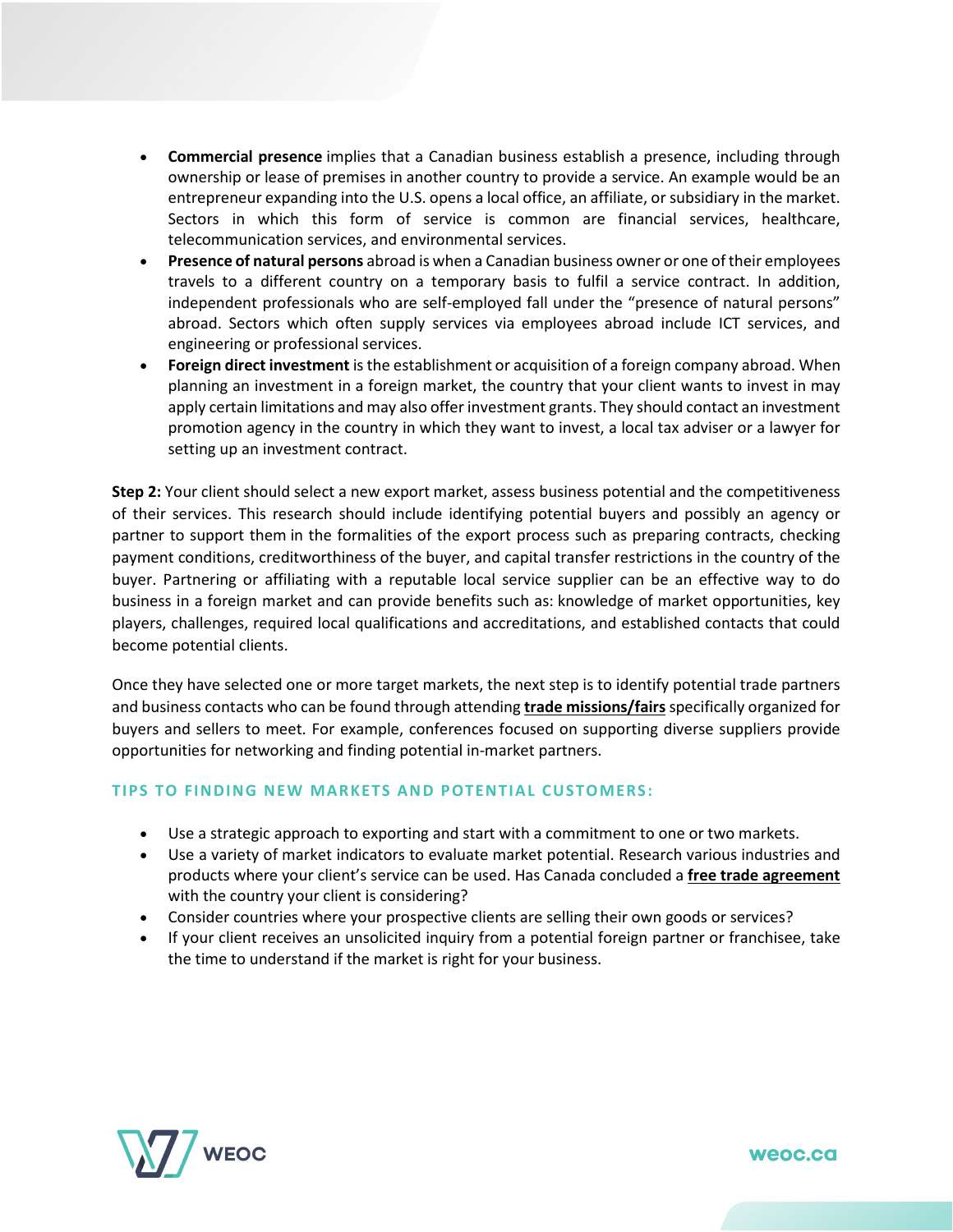- **Commercial presence** implies that a Canadian business establish a presence, including through ownership or lease of premises in another country to provide a service. An example would be an entrepreneur expanding into the U.S. opens a local office, an affiliate, or subsidiary in the market. Sectors in which this form of service is common are financial services, healthcare, telecommunication services, and environmental services.
- **Presence of natural persons** abroad is when a Canadian business owner or one of their employees travels to a different country on a temporary basis to fulfil a service contract. In addition, independent professionals who are self-employed fall under the "presence of natural persons" abroad. Sectors which often supply services via employees abroad include ICT services, and engineering or professional services.
- **Foreign direct investment** is the establishment or acquisition of a foreign company abroad. When planning an investment in a foreign market, the country that your client wants to invest in may apply certain limitations and may also offer investment grants. They should contact an investment promotion agency in the country in which they want to invest, a local tax adviser or a lawyer for setting up an investment contract.

**Step 2:** Your client should select a new export market, assess business potential and the competitiveness of their services. This research should include identifying potential buyers and possibly an agency or partner to support them in the formalities of the export process such as preparing contracts, checking payment conditions, creditworthiness of the buyer, and capital transfer restrictions in the country of the buyer. Partnering or affiliating with a reputable local service supplier can be an effective way to do business in a foreign market and can provide benefits such as: knowledge of market opportunities, key players, challenges, required local qualifications and accreditations, and established contacts that could become potential clients.

Once they have selected one or more target markets, the next step is to identify potential trade partners and business contacts who can be found through attending **trade missions/fairs** specifically organized for buyers and sellers to meet. For example, conferences focused on supporting diverse suppliers provide opportunities for networking and finding potential in-market partners.

### TIPS TO FINDING NEW MARKETS AND POTENTIAL CUSTOMERS:

- Use a strategic approach to exporting and start with a commitment to one or two markets.
- Use a variety of market indicators to evaluate market potential. Research various industries and products where your client's service can be used. Has Canada concluded a **free trade agreement** with the country your client is considering?
- Consider countries where your prospective clients are selling their own goods or services?
- If your client receives an unsolicited inquiry from a potential foreign partner or franchisee, take the time to understand if the market is right for your business.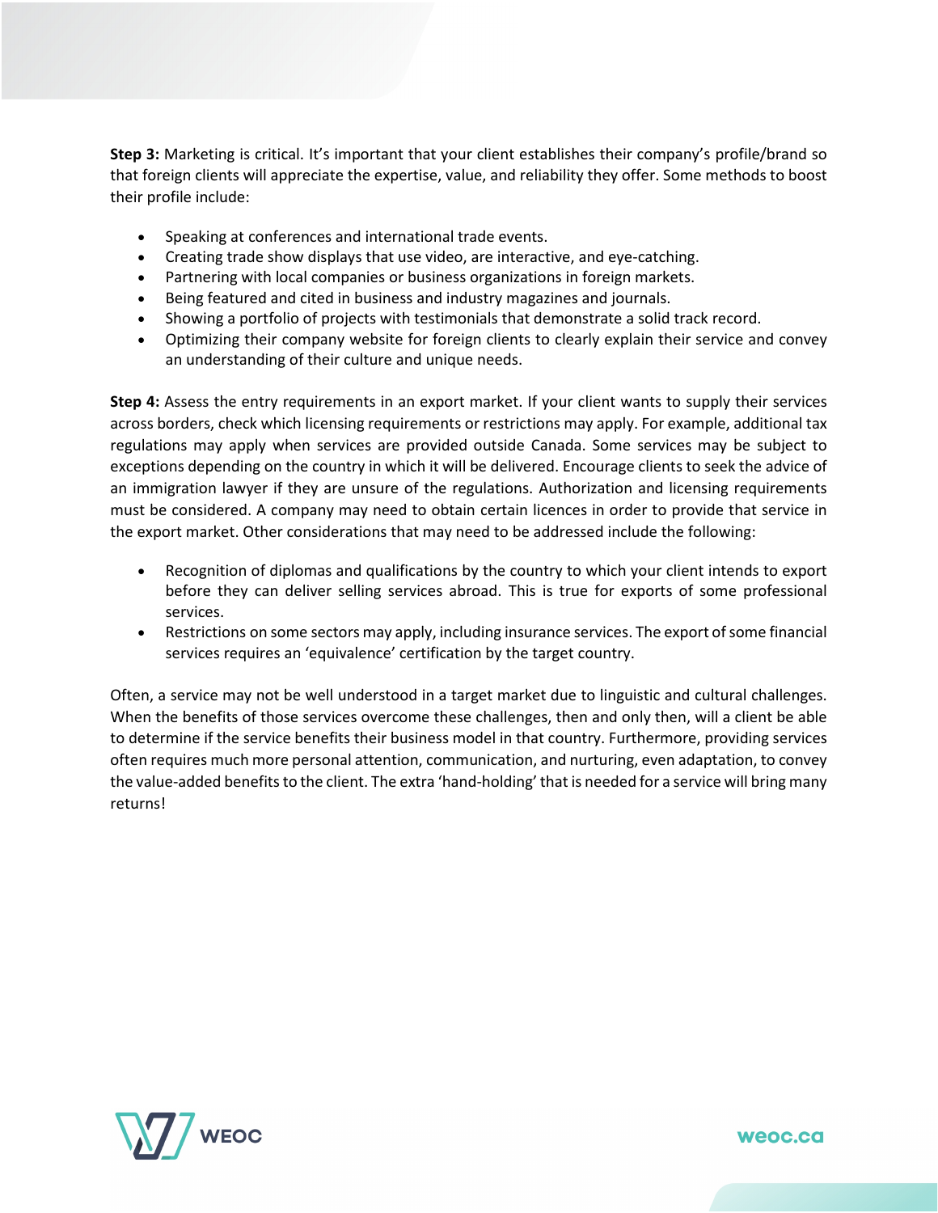**Step 3:** Marketing is critical. It's important that your client establishes their company's profile/brand so that foreign clients will appreciate the expertise, value, and reliability they offer. Some methods to boost their profile include:

- Speaking at conferences and international trade events.
- Creating trade show displays that use video, are interactive, and eye-catching.
- Partnering with local companies or business organizations in foreign markets.
- Being featured and cited in business and industry magazines and journals.
- Showing a portfolio of projects with testimonials that demonstrate a solid track record.
- Optimizing their company website for foreign clients to clearly explain their service and convey an understanding of their culture and unique needs.

**Step 4:** Assess the entry requirements in an export market. If your client wants to supply their services across borders, check which licensing requirements or restrictions may apply. For example, additional tax regulations may apply when services are provided outside Canada. Some services may be subject to exceptions depending on the country in which it will be delivered. Encourage clients to seek the advice of an immigration lawyer if they are unsure of the regulations. Authorization and licensing requirements must be considered. A company may need to obtain certain licences in order to provide that service in the export market. Other considerations that may need to be addressed include the following:

- Recognition of diplomas and qualifications by the country to which your client intends to export before they can deliver selling services abroad. This is true for exports of some professional services.
- Restrictions on some sectors may apply, including insurance services. The export of some financial services requires an 'equivalence' certification by the target country.

Often, a service may not be well understood in a target market due to linguistic and cultural challenges. When the benefits of those services overcome these challenges, then and only then, will a client be able to determine if the service benefits their business model in that country. Furthermore, providing services often requires much more personal attention, communication, and nurturing, even adaptation, to convey the value-added benefits to the client. The extra 'hand-holding' that is needed for a service will bring many returns!